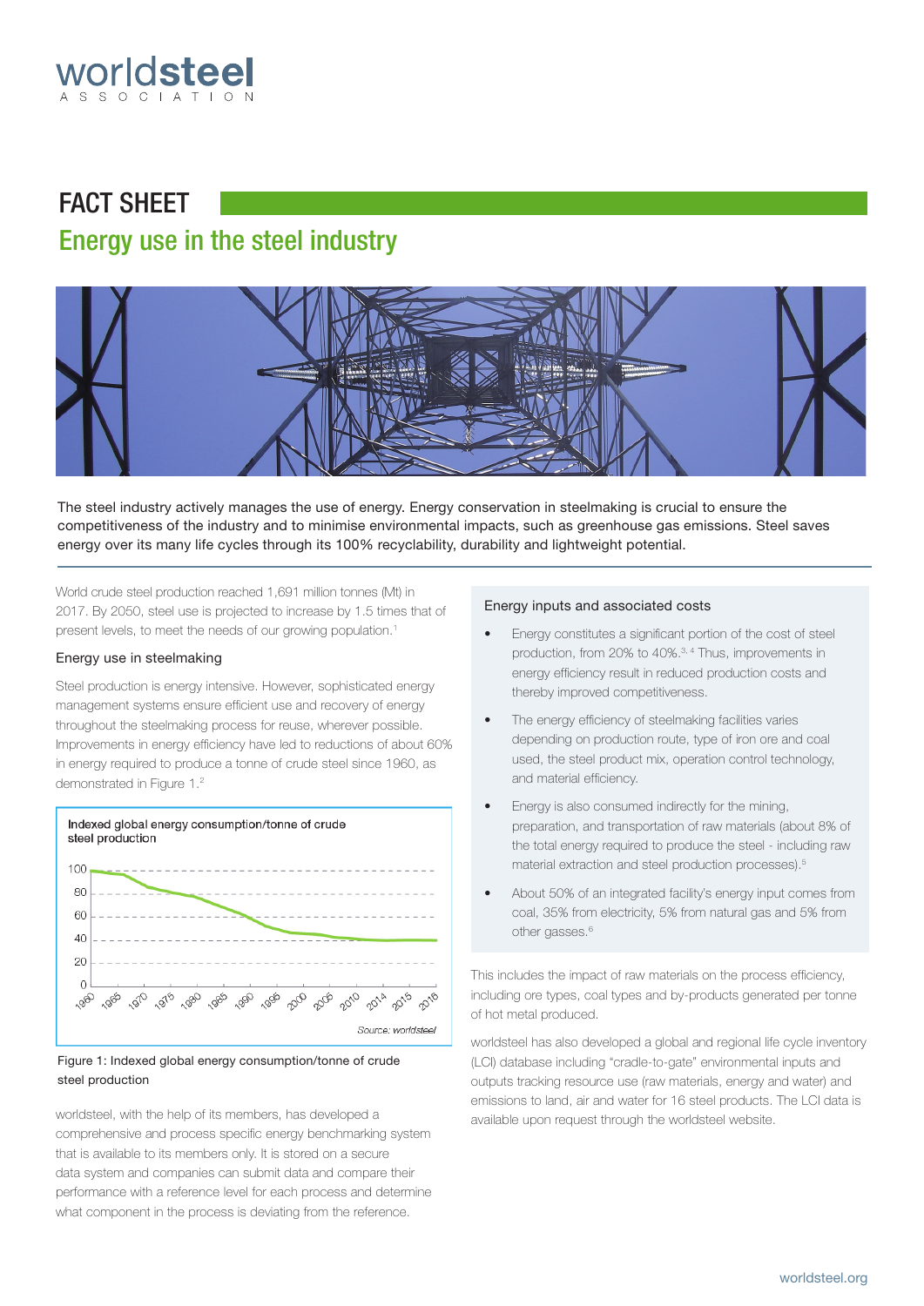# FACT SHEET

## Energy use in the steel industry

The steel industry actively manages the use of energy. Energy conservation in steelmaking is crucial to ensure the competitiveness of the industry and to minimise environmental impacts, such as greenhouse gas emissions. Steel saves energy over its many life cycles through its 100% recyclability, durability and lightweight potential.

World crude steel production reached 1,691 million tonnes (Mt) in 2017. By 2050, steel use is projected to increase by 1.5 times that of present levels, to meet the needs of our growing population.[1]

### Energy use in steelmaking

Steel production is energy intensive. However, sophisticated energy management systems ensure efficient use and recovery of energy throughout the steelmaking process for reuse, wherever possible. Improvements in energy efficiency have led to reductions of about 60% in energy required to produce a tonne of crude steel since 1960, as demonstrated in Figure 1.[2]

Figure 1: Indexed global energy consumption/tonne of crude steel production

worldsteel, with the help of its members, has developed a comprehensive and process specific energy benchmarking system that is available to its members only. It is stored on a secure data system and companies can submit data and compare their performance with a reference level for each process and determine what component in the process is deviating from the reference.

### Energy inputs and associated costs

- Energy constitutes a significant portion of the cost of steel production, from 20% to 40%.[3, 4] Thus, improvements in energy efficiency result in reduced production costs and thereby improved competitiveness.
- The energy efficiency of steelmaking facilities varies depending on production route, type of iron ore and coal used, the steel product mix, operation control technology, and material efficiency.
- Energy is also consumed indirectly for the mining, preparation, and transportation of raw materials (about 8% of the total energy required to produce the steel - including raw material extraction and steel production processes).[5]
- About 50% of an integrated facility's energy input comes from coal, 35% from electricity, 5% from natural gas and 5% from other gasses.[6]

This includes the impact of raw materials on the process efficiency, including ore types, coal types and by-products generated per tonne of hot metal produced.

worldsteel has also developed a global and regional life cycle inventory (LCI) database including "cradle-to-gate" environmental inputs and outputs tracking resource use (raw materials, energy and water) and emissions to land, air and water for 16 steel products. The LCI data is available upon request through the worldsteel website.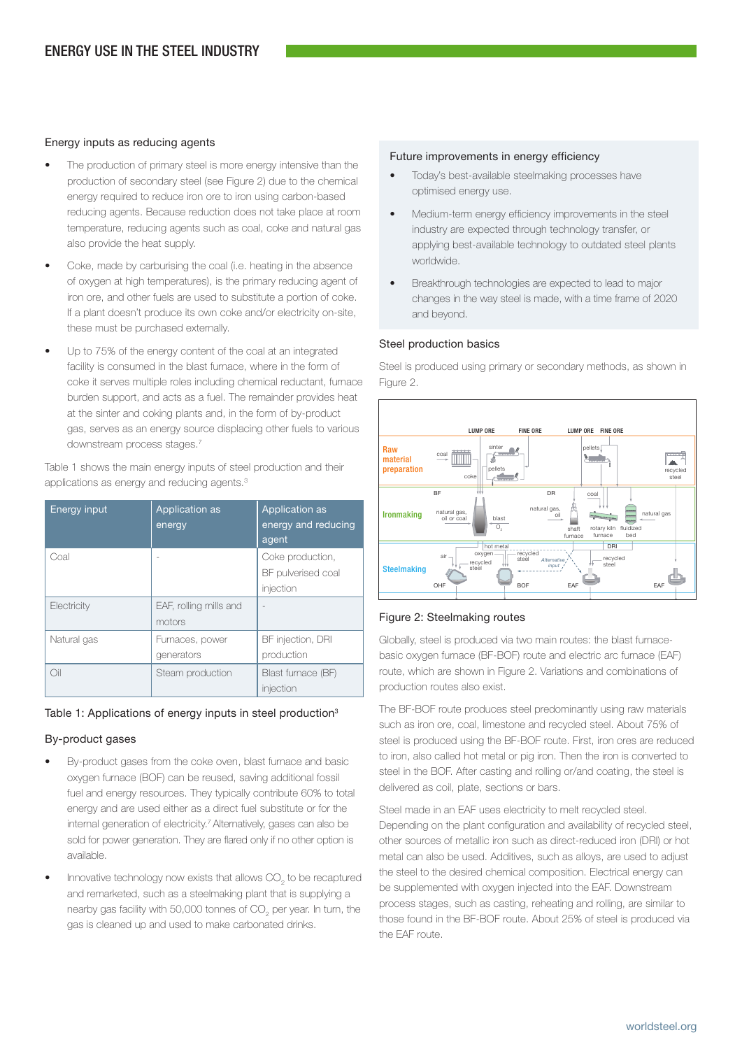## Energy inputs as reducing agents

- The production of primary steel is more energy intensive than the production of secondary steel (see Figure 2) due to the chemical energy required to reduce iron ore to iron using carbon-based reducing agents. Because reduction does not take place at room temperature, reducing agents such as coal, coke and natural gas also provide the heat supply.
- Coke, made by carburising the coal (i.e. heating in the absence of oxygen at high temperatures), is the primary reducing agent of iron ore, and other fuels are used to substitute a portion of coke. If a plant doesn't produce its own coke and/or electricity on-site, these must be purchased externally.
- Up to 75% of the energy content of the coal at an integrated facility is consumed in the blast furnace, where in the form of coke it serves multiple roles including chemical reductant, furnace burden support, and acts as a fuel. The remainder provides heat at the sinter and coking plants and, in the form of by-product gas, serves as an energy source displacing other fuels to various downstream process stages.[7]

Table 1 shows the main energy inputs of steel production and their applications as energy and reducing agents.[3]

| Energy input | Application as energy | Application as energy and reducing agent |
|---|---|---|
| Coal | - | Coke production, BF pulverised coal injection |
| Electricity | EAF, rolling mills and motors | - |
| Natural gas | Furnaces, power generators | BF injection, DRI production |
| Oil | Steam production | Blast furnace (BF) injection |

Table 1: Applications of energy inputs in steel production[3]

## By-product gases

- By-product gases from the coke oven, blast furnace and basic oxygen furnace (BOF) can be reused, saving additional fossil fuel and energy resources. They typically contribute 60% to total energy and are used either as a direct fuel substitute or for the internal generation of electricity.[7] Alternatively, gases can also be sold for power generation. They are flared only if no other option is available.
- Innovative technology now exists that allows $CO_2$ to be recaptured and remarketed, such as a steelmaking plant that is supplying a nearby gas facility with 50,000 tonnes of $CO_2$ per year. In turn, the gas is cleaned up and used to make carbonated drinks.

## Future improvements in energy efficiency

- Today's best-available steelmaking processes have optimised energy use.
- Medium-term energy efficiency improvements in the steel industry are expected through technology transfer, or applying best-available technology to outdated steel plants worldwide.
- Breakthrough technologies are expected to lead to major changes in the way steel is made, with a time frame of 2020 and beyond.

## Steel production basics

Steel is produced using primary or secondary methods, as shown in Figure 2.

Figure 2: Steelmaking routes

Globally, steel is produced via two main routes: the blast furnace-basic oxygen furnace (BF-BOF) route and electric arc furnace (EAF) route, which are shown in Figure 2. Variations and combinations of production routes also exist.

The BF-BOF route produces steel predominantly using raw materials such as iron ore, coal, limestone and recycled steel. About 75% of steel is produced using the BF-BOF route. First, iron ores are reduced to iron, also called hot metal or pig iron. Then the iron is converted to steel in the BOF. After casting and rolling or/and coating, the steel is delivered as coil, plate, sections or bars.

Steel made in an EAF uses electricity to melt recycled steel. Depending on the plant configuration and availability of recycled steel, other sources of metallic iron such as direct-reduced iron (DRI) or hot metal can also be used. Additives, such as alloys, are used to adjust the steel to the desired chemical composition. Electrical energy can be supplemented with oxygen injected into the EAF. Downstream process stages, such as casting, reheating and rolling, are similar to those found in the BF-BOF route. About 25% of steel is produced via the EAF route.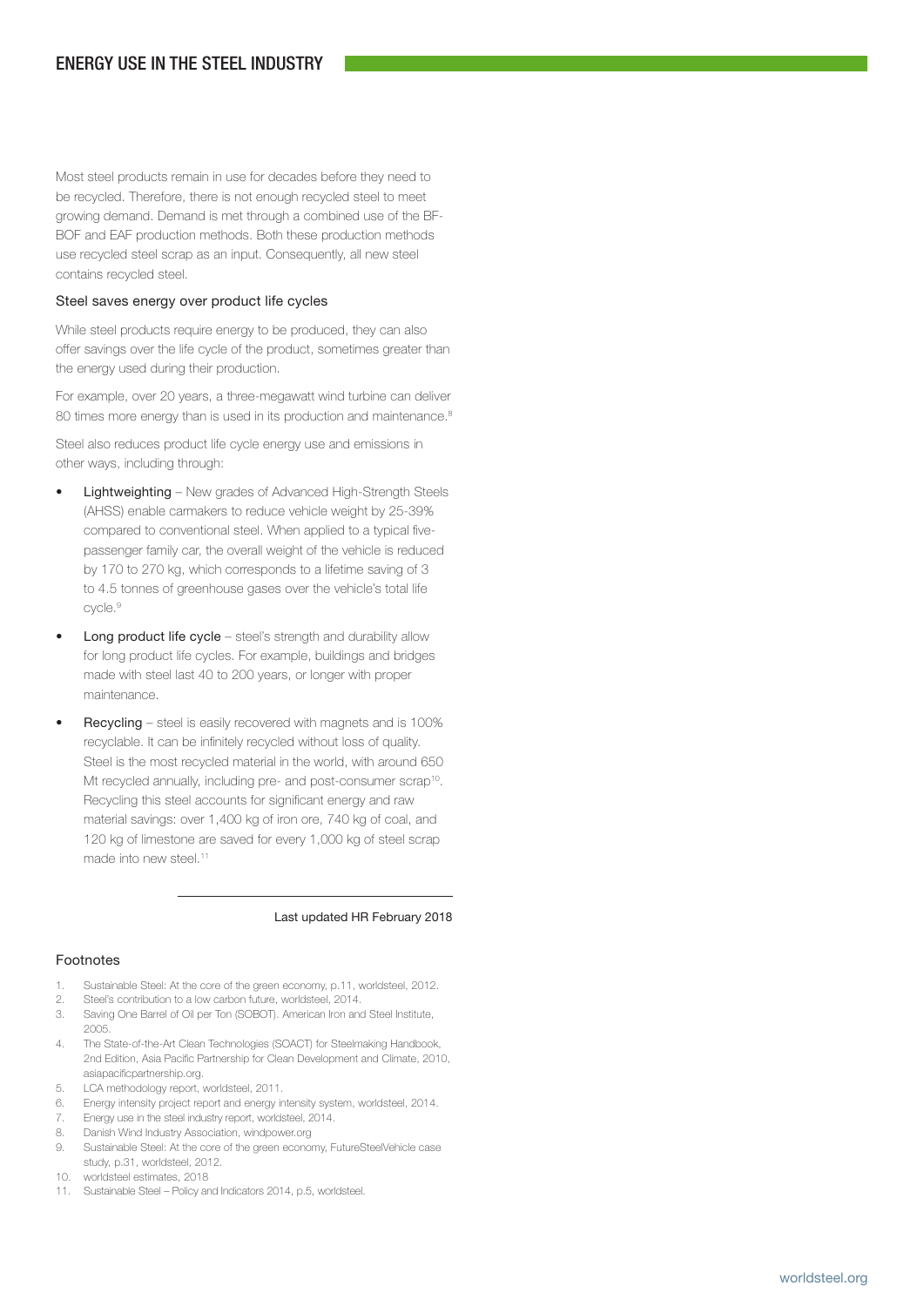Most steel products remain in use for decades before they need to be recycled. Therefore, there is not enough recycled steel to meet growing demand. Demand is met through a combined use of the BF-BOF and EAF production methods. Both these production methods use recycled steel scrap as an input. Consequently, all new steel contains recycled steel.

### Steel saves energy over product life cycles

While steel products require energy to be produced, they can also offer savings over the life cycle of the product, sometimes greater than the energy used during their production.

For example, over 20 years, a three-megawatt wind turbine can deliver 80 times more energy than is used in its production and maintenance.[8]

Steel also reduces product life cycle energy use and emissions in other ways, including through:

- **Lightweighting** – New grades of Advanced High-Strength Steels (AHSS) enable carmakers to reduce vehicle weight by 25-39% compared to conventional steel. When applied to a typical five-passenger family car, the overall weight of the vehicle is reduced by 170 to 270 kg, which corresponds to a lifetime saving of 3 to 4.5 tonnes of greenhouse gases over the vehicle's total life cycle.[9]
- **Long product life cycle** – steel's strength and durability allow for long product life cycles. For example, buildings and bridges made with steel last 40 to 200 years, or longer with proper maintenance.
- **Recycling** – steel is easily recovered with magnets and is 100% recyclable. It can be infinitely recycled without loss of quality. Steel is the most recycled material in the world, with around 650 Mt recycled annually, including pre- and post-consumer scrap[10]. Recycling this steel accounts for significant energy and raw material savings: over 1,400 kg of iron ore, 740 kg of coal, and 120 kg of limestone are saved for every 1,000 kg of steel scrap made into new steel.[11]

Last updated HR February 2018

### Footnotes

1. Sustainable Steel: At the core of the green economy, p.11, worldsteel, 2012.
2. Steel's contribution to a low carbon future, worldsteel, 2014.
3. Saving One Barrel of Oil per Ton (SOBOT). American Iron and Steel Institute, 2005.
4. The State-of-the-Art Clean Technologies (SOACT) for Steelmaking Handbook, 2nd Edition, Asia Pacific Partnership for Clean Development and Climate, 2010, asiapacificpartnership.org.
5. LCA methodology report, worldsteel, 2011.
6. Energy intensity project report and energy intensity system, worldsteel, 2014.
7. Energy use in the steel industry report, worldsteel, 2014.
8. Danish Wind Industry Association, windpower.org
9. Sustainable Steel: At the core of the green economy, FutureSteelVehicle case study, p.31, worldsteel, 2012.
10. worldsteel estimates, 2018
11. Sustainable Steel – Policy and Indicators 2014, p.5, worldsteel.